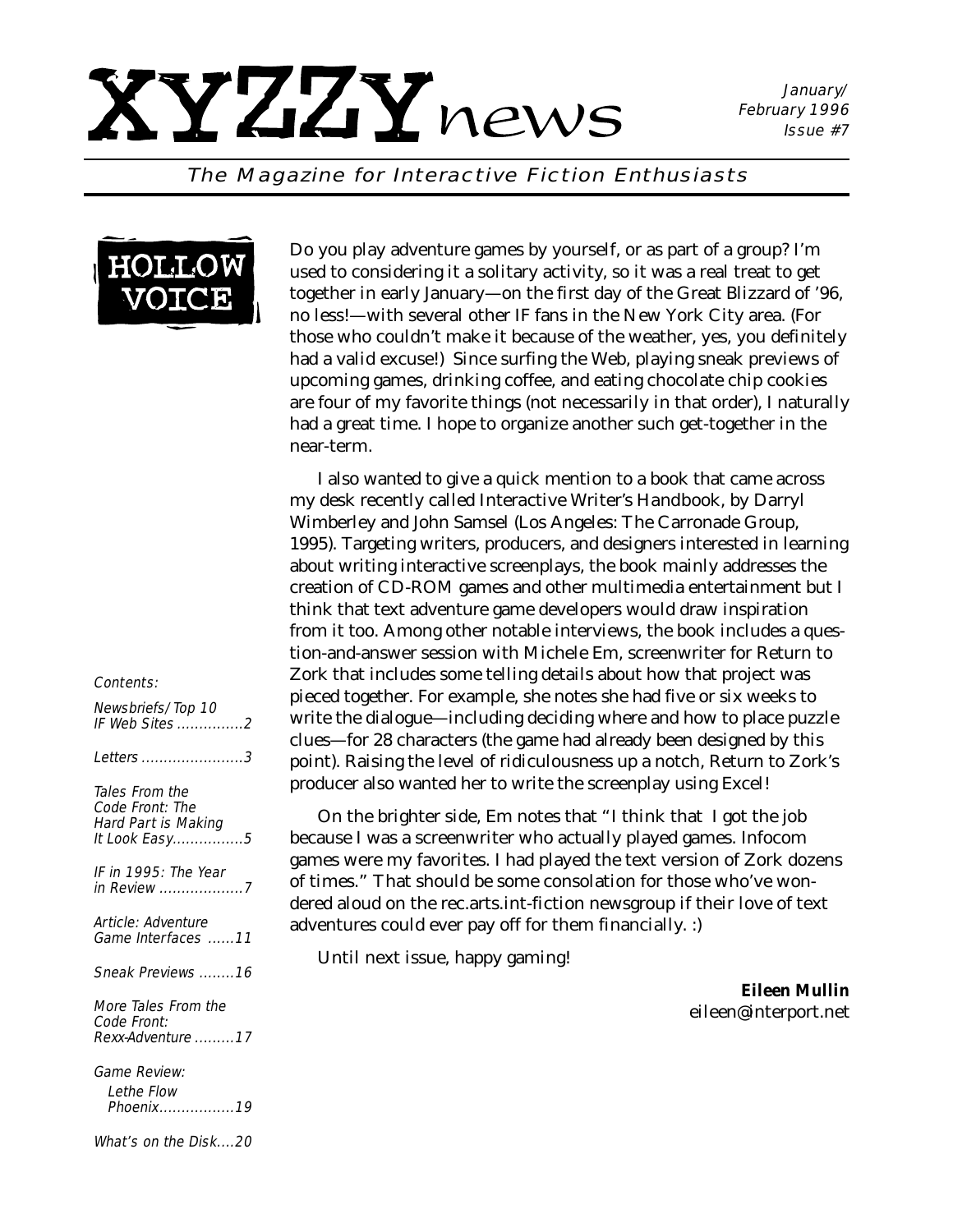# XYZZY*news*

January/February 1996
Issue #7

*The Magazine for Interactive Fiction Enthusiasts*

## HOLLOW VOICE

Do you play adventure games by yourself, or as part of a group? I'm used to considering it a solitary activity, so it was a real treat to get together in early January—on the first day of the Great Blizzard of '96, no less!—with several other IF fans in the New York City area. (For those who couldn't make it because of the weather, yes, you definitely had a valid excuse!) Since surfing the Web, playing sneak previews of upcoming games, drinking coffee, and eating chocolate chip cookies are four of my favorite things (not necessarily in that order), I naturally had a great time. I hope to organize another such get-together in the near-term.

I also wanted to give a quick mention to a book that came across my desk recently called Interactive Writer's Handbook, by Darryl Wimberley and John Samsel (Los Angeles: The Carronade Group, 1995). Targeting writers, producers, and designers interested in learning about writing interactive screenplays, the book mainly addresses the creation of CD-ROM games and other multimedia entertainment but I think that text adventure game developers would draw inspiration from it too. Among other notable interviews, the book includes a question-and-answer session with Michele Em, screenwriter for Return to Zork that includes some telling details about how that project was pieced together. For example, she notes she had five or six weeks to write the dialogue—including deciding where and how to place puzzle clues—for 28 characters (the game had already been designed by this point). Raising the level of ridiculousness up a notch, Return to Zork's producer also wanted her to write the screenplay using Excel!

On the brighter side, Em notes that "I think that I got the job because I was a screenwriter who actually played games. Infocom games were my favorites. I had played the text version of Zork dozens of times." That should be some consolation for those who've wondered aloud on the rec.arts.int-fiction newsgroup if their love of text adventures could ever pay off for them financially. :)

Until next issue, happy gaming!

**Eileen Mullin**
eileen@interport.net

*Contents:*

- *Newsbriefs/Top 10 IF Web Sites ..............2*
- *Letters ......................3*
- *Tales From the Code Front: The Hard Part is Making It Look Easy................5*
- *IF in 1995: The Year in Review ...................7*
- *Article: Adventure Game Interfaces ......11*
- *Sneak Previews ........16*
- *More Tales From the Code Front: Rexx-Adventure .........17*
- *Game Review: Lethe Flow Phoenix.................19*
- *What's on the Disk....20*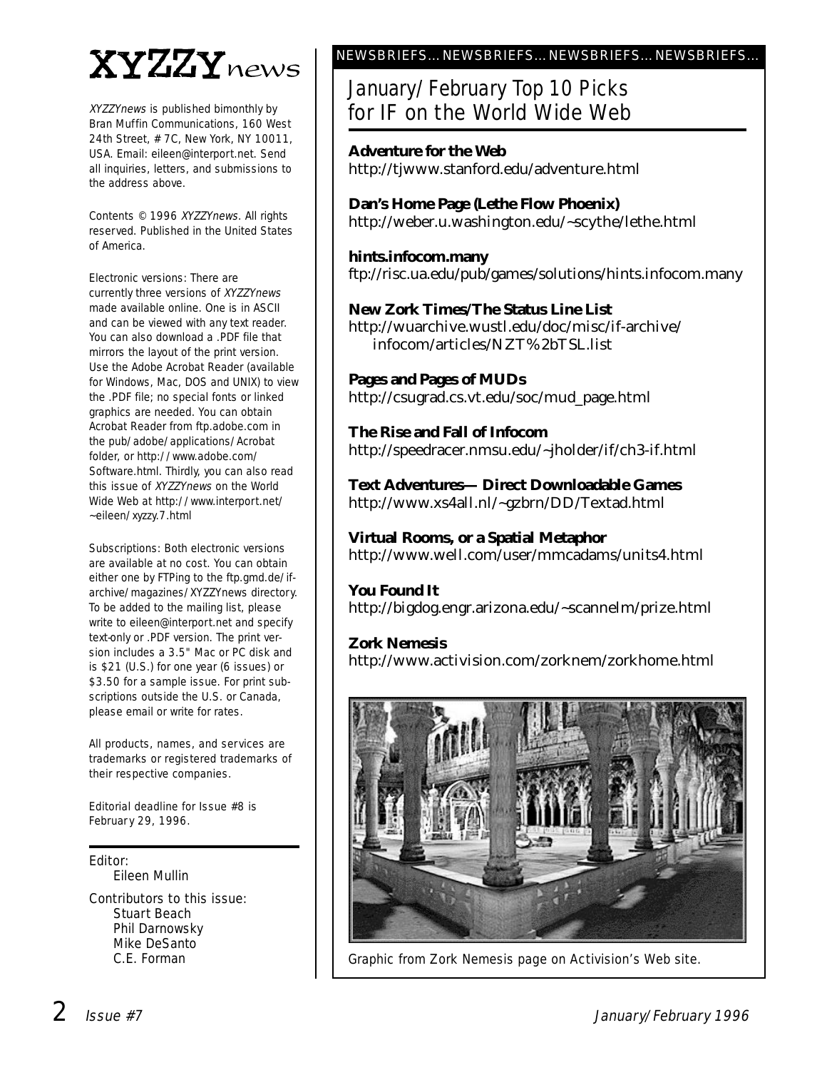# XYZZYnews

*XYZZYnews* is published bimonthly by Bran Muffin Communications, 160 West 24th Street, #7C, New York, NY 10011, USA. Email: eileen@interport.net. Send all inquiries, letters, and submissions to the address above.

Contents © 1996 *XYZZYnews*. All rights reserved. Published in the United States of America.

Electronic versions: There are currently three versions of *XYZZYnews* made available online. One is in ASCII and can be viewed with any text reader. You can also download a .PDF file that mirrors the layout of the print version. Use the Adobe Acrobat Reader (available for Windows, Mac, DOS and UNIX) to view the .PDF file; no special fonts or linked graphics are needed. You can obtain Acrobat Reader from ftp.adobe.com in the pub/adobe/applications/Acrobat folder, or http://www.adobe.com/Software.html. Thirdly, you can also read this issue of *XYZZYnews* on the World Wide Web at http://www.interport.net/~eileen/xyzzy.7.html

Subscriptions: Both electronic versions are available at no cost. You can obtain either one by FTPing to the ftp.gmd.de/if-archive/magazines/XYZZYnews directory. To be added to the mailing list, please write to eileen@interport.net and specify text-only or .PDF version. The print version includes a 3.5" Mac or PC disk and is $21 (U.S.) for one year (6 issues) or $3.50 for a sample issue. For print subscriptions outside the U.S. or Canada, please email or write for rates.

All products, names, and services are trademarks or registered trademarks of their respective companies.

Editorial deadline for Issue #8 is February 29, 1996.

Editor:
Eileen Mullin

Contributors to this issue:
Stuart Beach
Phil Darnowsky
Mike DeSanto
C.E. Forman

NEWSBRIEFS...NEWSBRIEFS...NEWSBRIEFS...NEWSBRIEFS...

## January/February Top 10 Picks for IF on the World Wide Web

**Adventure for the Web**
http://tjwww.stanford.edu/adventure.html

**Dan's Home Page (Lethe Flow Phoenix)**
http://weber.u.washington.edu/~scythe/lethe.html

**hints.infocom.many**
ftp://risc.ua.edu/pub/games/solutions/hints.infocom.many

**New Zork Times/The Status Line List**
http://wuarchive.wustl.edu/doc/misc/if-archive/infocom/articles/NZT%2bTSL.list

**Pages and Pages of MUDs**
http://csugrad.cs.vt.edu/soc/mud_page.html

**The Rise and Fall of Infocom**
http://speedracer.nmsu.edu/~jholder/if/ch3-if.html

**Text Adventures— Direct Downloadable Games**
http://www.xs4all.nl/~gzbrn/DD/Textad.html

**Virtual Rooms, or a Spatial Metaphor**
http://www.well.com/user/mmcadams/units4.html

**You Found It**
http://bigdog.engr.arizona.edu/~scannelm/prize.html

**Zork Nemesis**
http://www.activision.com/zorknem/zorkhome.html

Graphic from Zork Nemesis page on Activision's Web site.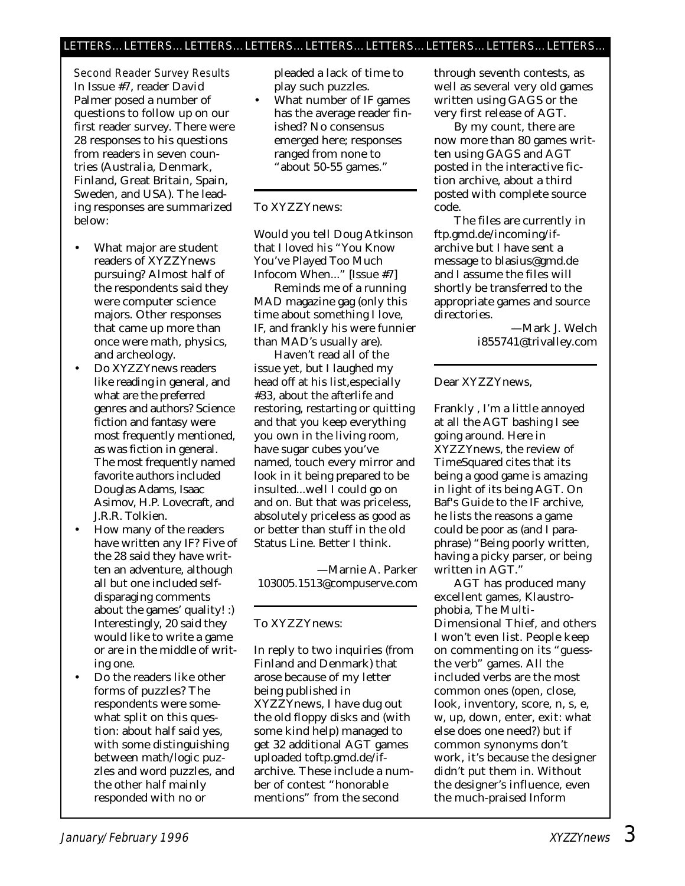### Second Reader Survey Results

In Issue #7, reader David Palmer posed a number of questions to follow up on our first reader survey. There were 28 responses to his questions from readers in seven countries (Australia, Denmark, Finland, Great Britain, Spain, Sweden, and USA). The leading responses are summarized below:

- What major are student readers of XYZZYnews pursuing? Almost half of the respondents said they were computer science majors. Other responses that came up more than once were math, physics, and archeology.
- Do XYZZYnews readers like reading in general, and what are the preferred genres and authors? Science fiction and fantasy were most frequently mentioned, as was fiction in general. The most frequently named favorite authors included Douglas Adams, Isaac Asimov, H.P. Lovecraft, and J.R.R. Tolkien.
- How many of the readers have written any IF? Five of the 28 said they have written an adventure, although all but one included self-disparaging comments about the games' quality! :) Interestingly, 20 said they would like to write a game or are in the middle of writing one.
- Do the readers like other forms of puzzles? The respondents were somewhat split on this question: about half said yes, with some distinguishing between math/logic puzzles and word puzzles, and the other half mainly responded with no or pleaded a lack of time to play such puzzles.
- What number of IF games has the average reader finished? No consensus emerged here; responses ranged from none to "about 50-55 games."

---

To XYZZYnews:

Would you tell Doug Atkinson that I loved his "You Know You've Played Too Much Infocom When..." [Issue #7]

Reminds me of a running MAD magazine gag (only this time about something I love, IF, and frankly his were funnier than MAD's usually are).

Haven't read all of the issue yet, but I laughed my head off at his list,especially #33, about the afterlife and restoring, restarting or quitting and that you keep everything you own in the living room, have sugar cubes you've named, touch every mirror and look in it being prepared to be insulted...well I could go on and on. But that was priceless, absolutely priceless as good as or better than stuff in the old Status Line. Better I think.

—Marnie A. Parker
103005.1513@compuserve.com

---

To XYZZYnews:

In reply to two inquiries (from Finland and Denmark) that arose because of my letter being published in XYZZYnews, I have dug out the old floppy disks and (with some kind help) managed to get 32 additional AGT games uploaded toftp.gmd.de/if-archive. These include a number of contest "honorable mentions" from the second through seventh contests, as well as several very old games written using GAGS or the very first release of AGT.

By my count, there are now more than 80 games written using GAGS and AGT posted in the interactive fiction archive, about a third posted with complete source code.

The files are currently in ftp.gmd.de/incoming/if-archive but I have sent a message to blasius@gmd.de and I assume the files will shortly be transferred to the appropriate games and source directories.

—Mark J. Welch
i855741@trivalley.com

---

Dear XYZZYnews,

Frankly , I'm a little annoyed at all the AGT bashing I see going around. Here in XYZZYnews, the review of TimeSquared cites that its being a good game is amazing in light of its being AGT. On Baf's Guide to the IF archive, he lists the reasons a game could be poor as (and I paraphrase) "Being poorly written, having a picky parser, or being written in AGT."

AGT has produced many excellent games, Klaustrophobia, The Multi-Dimensional Thief, and others I won't even list. People keep on commenting on its "guess-the verb" games. All the included verbs are the most common ones (open, close, look, inventory, score, n, s, e, w, up, down, enter, exit: what else does one need?) but if common synonyms don't work, it's because the designer didn't put them in. Without the designer's influence, even the much-praised Inform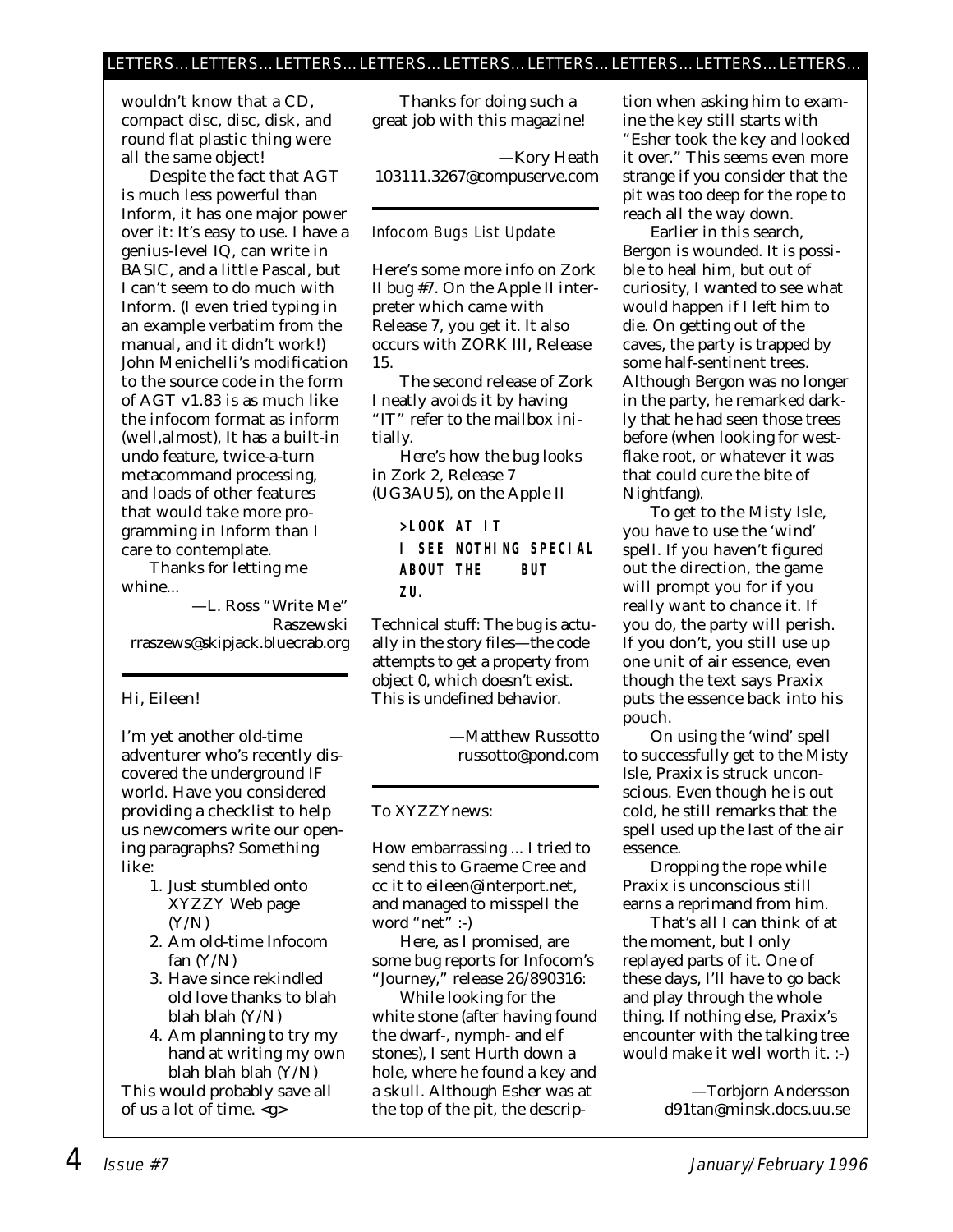wouldn't know that a CD, compact disc, disc, disk, and round flat plastic thing were all the same object!

Despite the fact that AGT is much less powerful than Inform, it has one major power over it: It's easy to use. I have a genius-level IQ, can write in BASIC, and a little Pascal, but I can't seem to do much with Inform. (I even tried typing in an example verbatim from the manual, and it didn't work!) John Menichelli's modification to the source code in the form of AGT v1.83 is as much like the infocom format as inform (well,almost), It has a built-in undo feature, twice-a-turn metacommand processing, and loads of other features that would take more programming in Inform than I care to contemplate.

Thanks for letting me whine...

—L. Ross "Write Me" Raszewski
rraszews@skipjack.bluecrab.org

---

Hi, Eileen!

I'm yet another old-time adventurer who's recently discovered the underground IF world. Have you considered providing a checklist to help us newcomers write our opening paragraphs? Something like:

1. Just stumbled onto XYZZY Web page (Y/N)
2. Am old-time Infocom fan (Y/N)
3. Have since rekindled old love thanks to blah blah blah (Y/N)
4. Am planning to try my hand at writing my own blah blah blah (Y/N)

This would probably save all of us a lot of time. <g>

Thanks for doing such a great job with this magazine!

—Kory Heath
103111.3267@compuserve.com

---

*Infocom Bugs List Update*

Here's some more info on Zork II bug #7. On the Apple II interpreter which came with Release 7, you get it. It also occurs with ZORK III, Release 15.

The second release of Zork I neatly avoids it by having "IT" refer to the mailbox initially.

Here's how the bug looks in Zork 2, Release 7 (UG3AU5), on the Apple II

```
>LOOK AT IT
I SEE NOTHING SPECIAL
ABOUT THE     BUT
ZU.
```

Technical stuff: The bug is actually in the story files—the code attempts to get a property from object 0, which doesn't exist. This is undefined behavior.

—Matthew Russotto
russotto@pond.com

---

To XYZZYnews:

How embarrassing ... I tried to send this to Graeme Cree and cc it to eileen@interport.net, and managed to misspell the word "net" :-)

Here, as I promised, are some bug reports for Infocom's "Journey," release 26/890316:

While looking for the white stone (after having found the dwarf-, nymph- and elf stones), I sent Hurth down a hole, where he found a key and a skull. Although Esher was at the top of the pit, the description when asking him to examine the key still starts with "Esher took the key and looked it over." This seems even more strange if you consider that the pit was too deep for the rope to reach all the way down.

Earlier in this search, Bergon is wounded. It is possible to heal him, but out of curiosity, I wanted to see what would happen if I left him to die. On getting out of the caves, the party is trapped by some half-sentinent trees. Although Bergon was no longer in the party, he remarked darkly that he had seen those trees before (when looking for westflake root, or whatever it was that could cure the bite of Nightfang).

To get to the Misty Isle, you have to use the 'wind' spell. If you haven't figured out the direction, the game will prompt you for if you really want to chance it. If you do, the party will perish. If you don't, you still use up one unit of air essence, even though the text says Praxix puts the essence back into his pouch.

On using the 'wind' spell to successfully get to the Misty Isle, Praxix is struck unconscious. Even though he is out cold, he still remarks that the spell used up the last of the air essence.

Dropping the rope while Praxix is unconscious still earns a reprimand from him.

That's all I can think of at the moment, but I only replayed parts of it. One of these days, I'll have to go back and play through the whole thing. If nothing else, Praxix's encounter with the talking tree would make it well worth it. :-)

—Torbjorn Andersson
d91tan@minsk.docs.uu.se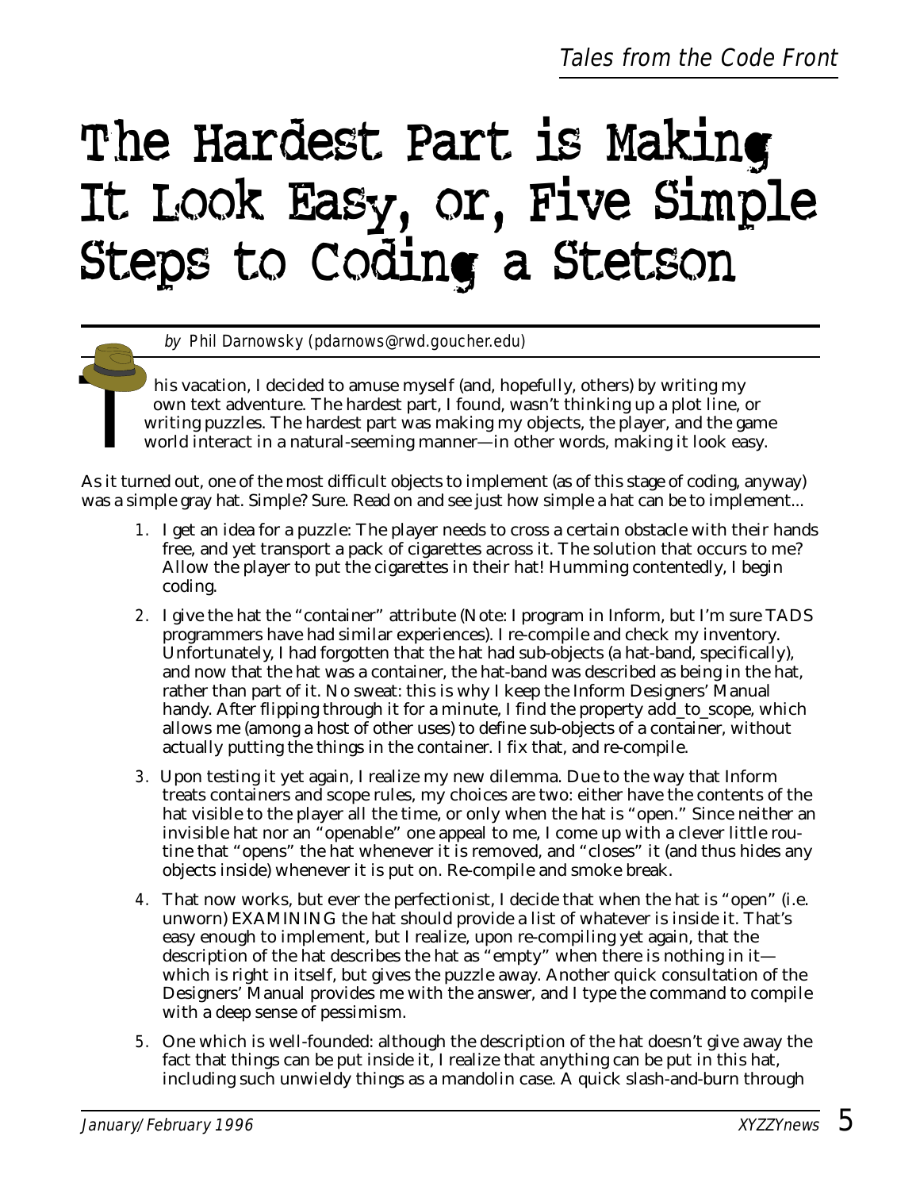# The Hardest Part is Making It Look Easy, or, Five Simple Steps to Coding a Stetson

*by Phil Darnowsky (pdarnows@rwd.goucher.edu)*

This vacation, I decided to amuse myself (and, hopefully, others) by writing my own text adventure. The hardest part, I found, wasn't thinking up a plot line, or writing puzzles. The hardest part was making my objects, the player, and the game world interact in a natural-seeming manner—in other words, making it look easy.

As it turned out, one of the most difficult objects to implement (as of this stage of coding, anyway) was a simple gray hat. Simple? Sure. Read on and see just how simple a hat can be to implement...

1. I get an idea for a puzzle: The player needs to cross a certain obstacle with their hands free, and yet transport a pack of cigarettes across it. The solution that occurs to me? Allow the player to put the cigarettes in their hat! Humming contentedly, I begin coding.

2. I give the hat the "container" attribute (Note: I program in Inform, but I'm sure TADS programmers have had similar experiences). I re-compile and check my inventory. Unfortunately, I had forgotten that the hat had sub-objects (a hat-band, specifically), and now that the hat was a container, the hat-band was described as being in the hat, rather than part of it. No sweat: this is why I keep the Inform Designers' Manual handy. After flipping through it for a minute, I find the property add_to_scope, which allows me (among a host of other uses) to define sub-objects of a container, without actually putting the things in the container. I fix that, and re-compile.

3. Upon testing it yet again, I realize my new dilemma. Due to the way that Inform treats containers and scope rules, my choices are two: either have the contents of the hat visible to the player all the time, or only when the hat is "open." Since neither an invisible hat nor an "openable" one appeal to me, I come up with a clever little routine that "opens" the hat whenever it is removed, and "closes" it (and thus hides any objects inside) whenever it is put on. Re-compile and smoke break.

4. That now works, but ever the perfectionist, I decide that when the hat is "open" (i.e. unworn) EXAMINING the hat should provide a list of whatever is inside it. That's easy enough to implement, but I realize, upon re-compiling yet again, that the description of the hat describes the hat as "empty" when there is nothing in it—which is right in itself, but gives the puzzle away. Another quick consultation of the Designers' Manual provides me with the answer, and I type the command to compile with a deep sense of pessimism.

5. One which is well-founded: although the description of the hat doesn't give away the fact that things can be put inside it, I realize that anything can be put in this hat, including such unwieldy things as a mandolin case. A quick slash-and-burn through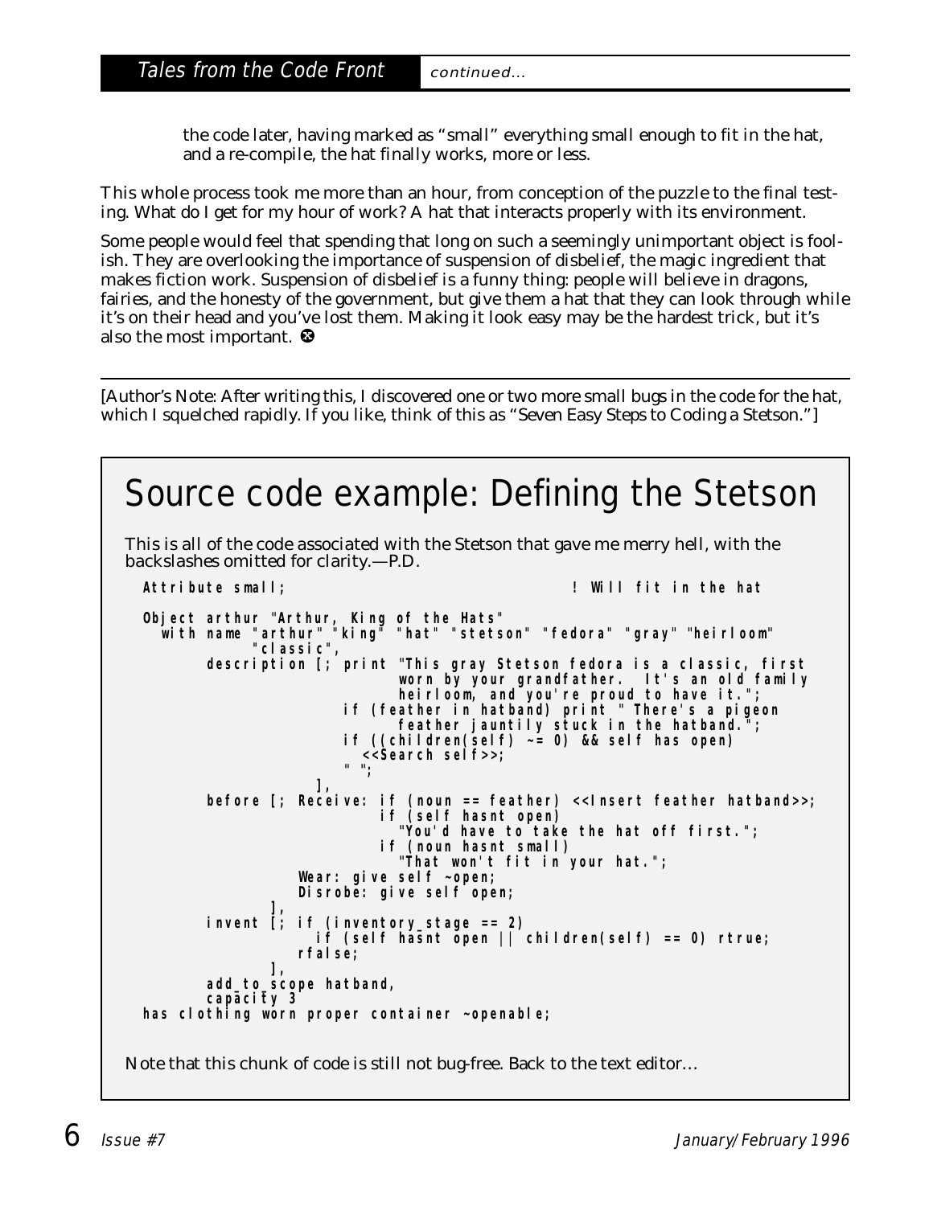the code later, having marked as “small” everything small enough to fit in the hat, and a re-compile, the hat finally works, more or less.

This whole process took me more than an hour, from conception of the puzzle to the final testing. What do I get for my hour of work? A hat that interacts properly with its environment.

Some people would feel that spending that long on such a seemingly unimportant object is foolish. They are overlooking the importance of suspension of disbelief, the magic ingredient that makes fiction work. Suspension of disbelief is a funny thing: people will believe in dragons, fairies, and the honesty of the government, but give them a hat that they can look through while it’s on their head and you’ve lost them. Making it look easy may be the hardest trick, but it’s also the most important. ❸

---

[Author’s Note: After writing this, I discovered one or two more small bugs in the code for the hat, which I squelched rapidly. If you like, think of this as “Seven Easy Steps to Coding a Stetson.”]

## Source code example: Defining the Stetson

This is all of the code associated with the Stetson that gave me merry hell, with the backslashes omitted for clarity.—P.D.

```
Attribute small;                                    ! Will fit in the hat

Object arthur "Arthur, King of the Hats"
  with name "arthur" "king" "hat" "stetson" "fedora" "gray" "heirloom"
            "classic",
       description [; print "This gray Stetson fedora is a classic, first
                             worn by your grandfather.  It's an old family
                             heirloom, and you're proud to have it.";
                      if (feather in hatband) print " There's a pigeon
                             feather jauntily stuck in the hatband.";
                      if ((children(self) ~= 0) && self has open)
                        <<Search self>>;
                      " ";
                    ],
       before [; Receive: if (noun == feather) <<Insert feather hatband>>;
                          if (self hasnt open)
                             "You'd have to take the hat off first.";
                          if (noun hasnt small)
                             "That won't fit in your hat.";
                 Wear: give self ~open;
                 Disrobe: give self open;
              ],
       invent [; if (inventory_stage == 2)
                    if (self hasnt open || children(self) == 0) rtrue;
                 rfalse;
              ],
       add_to_scope hatband,
       capacity 3
has clothing worn proper container ~openable;
```

Note that this chunk of code is still not bug-free. Back to the text editor…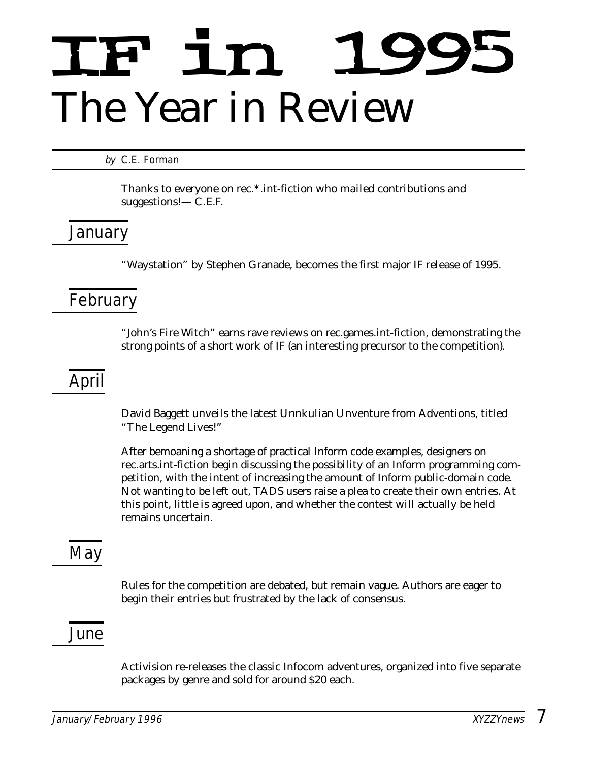# IF in 1995

## The Year in Review

*by* C.E. Forman

Thanks to everyone on rec.*.int-fiction who mailed contributions and suggestions!— C.E.F.

### January

"Waystation" by Stephen Granade, becomes the first major IF release of 1995.

### February

"John's Fire Witch" earns rave reviews on rec.games.int-fiction, demonstrating the strong points of a short work of IF (an interesting precursor to the competition).

### April

David Baggett unveils the latest Unnkulian Unventure from Adventions, titled "The Legend Lives!"

After bemoaning a shortage of practical Inform code examples, designers on rec.arts.int-fiction begin discussing the possibility of an Inform programming competition, with the intent of increasing the amount of Inform public-domain code. Not wanting to be left out, TADS users raise a plea to create their own entries. At this point, little is agreed upon, and whether the contest will actually be held remains uncertain.

### May

Rules for the competition are debated, but remain vague. Authors are eager to begin their entries but frustrated by the lack of consensus.

### June

Activision re-releases the classic Infocom adventures, organized into five separate packages by genre and sold for around $20 each.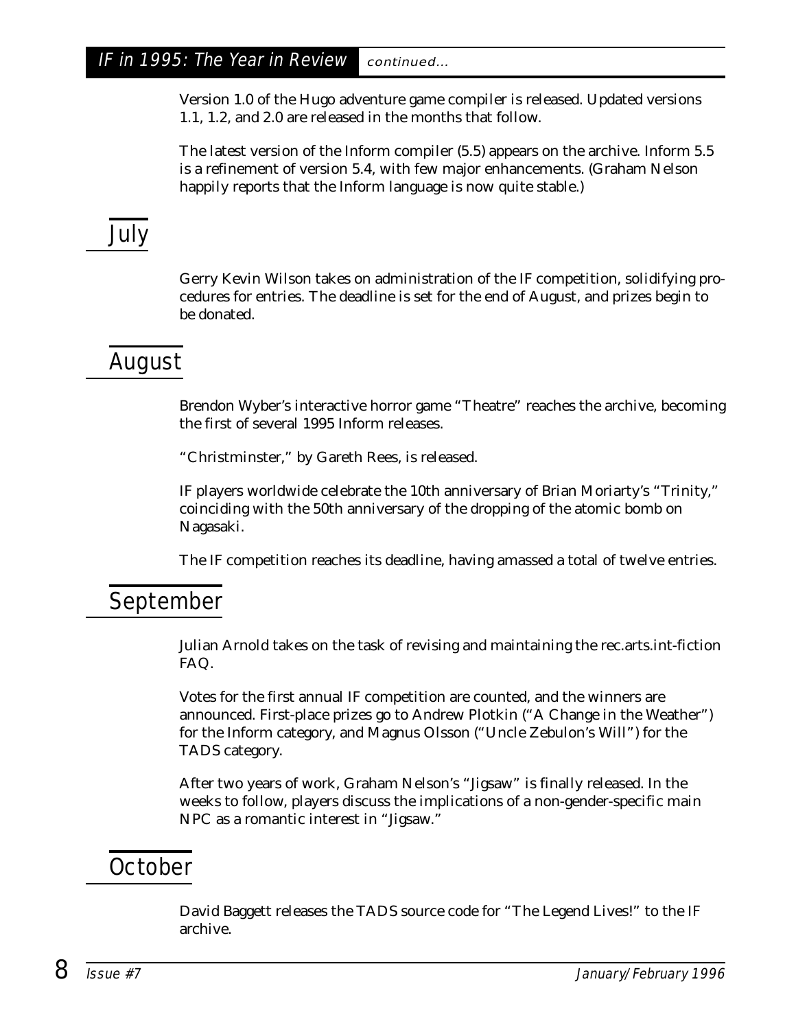Version 1.0 of the Hugo adventure game compiler is released. Updated versions 1.1, 1.2, and 2.0 are released in the months that follow.

The latest version of the Inform compiler (5.5) appears on the archive. Inform 5.5 is a refinement of version 5.4, with few major enhancements. (Graham Nelson happily reports that the Inform language is now quite stable.)

## July

Gerry Kevin Wilson takes on administration of the IF competition, solidifying procedures for entries. The deadline is set for the end of August, and prizes begin to be donated.

## August

Brendon Wyber's interactive horror game "Theatre" reaches the archive, becoming the first of several 1995 Inform releases.

"Christminster," by Gareth Rees, is released.

IF players worldwide celebrate the 10th anniversary of Brian Moriarty's "Trinity," coinciding with the 50th anniversary of the dropping of the atomic bomb on Nagasaki.

The IF competition reaches its deadline, having amassed a total of twelve entries.

## September

Julian Arnold takes on the task of revising and maintaining the rec.arts.int-fiction FAQ.

Votes for the first annual IF competition are counted, and the winners are announced. First-place prizes go to Andrew Plotkin ("A Change in the Weather") for the Inform category, and Magnus Olsson ("Uncle Zebulon's Will") for the TADS category.

After two years of work, Graham Nelson's "Jigsaw" is finally released. In the weeks to follow, players discuss the implications of a non-gender-specific main NPC as a romantic interest in "Jigsaw."

## October

David Baggett releases the TADS source code for "The Legend Lives!" to the IF archive.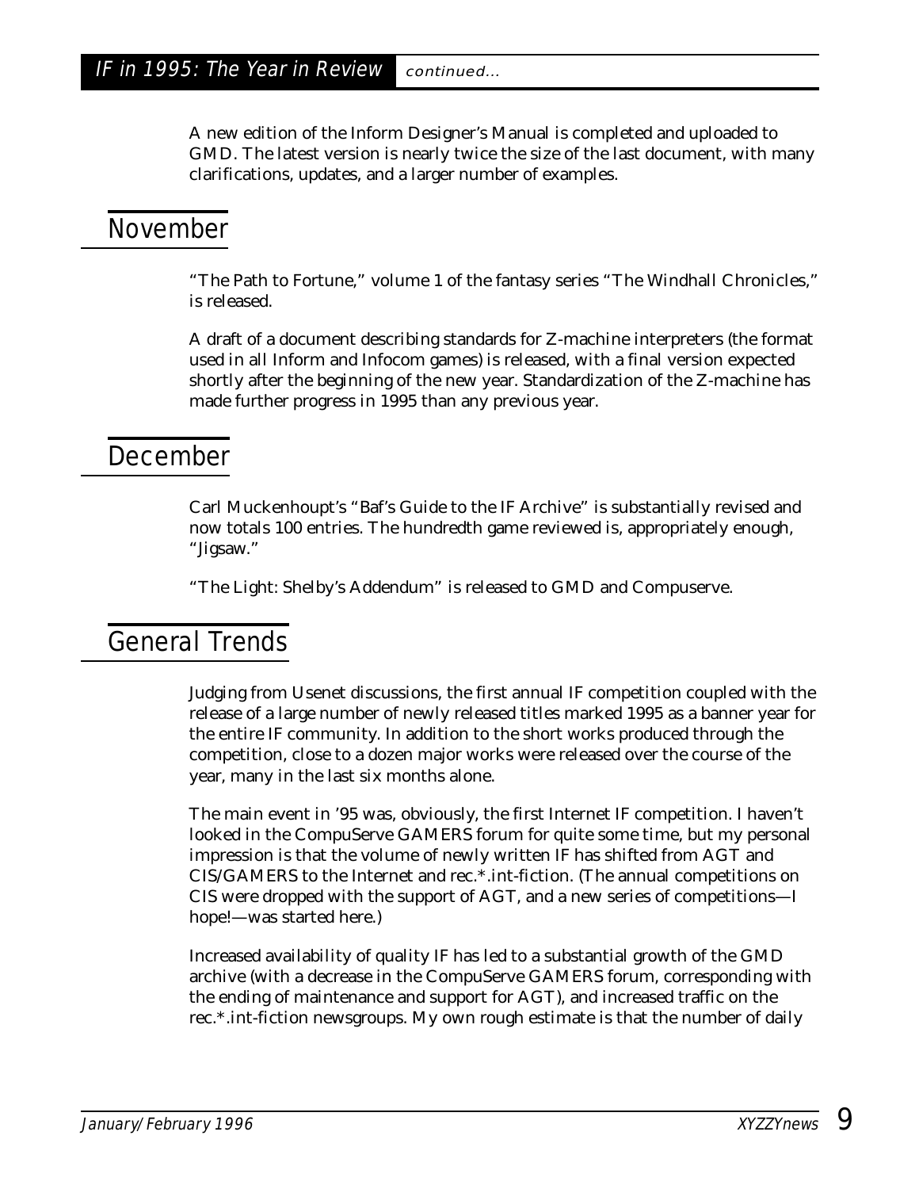A new edition of the Inform Designer's Manual is completed and uploaded to GMD. The latest version is nearly twice the size of the last document, with many clarifications, updates, and a larger number of examples.

## November

"The Path to Fortune," volume 1 of the fantasy series "The Windhall Chronicles," is released.

A draft of a document describing standards for Z-machine interpreters (the format used in all Inform and Infocom games) is released, with a final version expected shortly after the beginning of the new year. Standardization of the Z-machine has made further progress in 1995 than any previous year.

## December

Carl Muckenhoupt's "Baf's Guide to the IF Archive" is substantially revised and now totals 100 entries. The hundredth game reviewed is, appropriately enough, "Jigsaw."

"The Light: Shelby's Addendum" is released to GMD and Compuserve.

## General Trends

Judging from Usenet discussions, the first annual IF competition coupled with the release of a large number of newly released titles marked 1995 as a banner year for the entire IF community. In addition to the short works produced through the competition, close to a dozen major works were released over the course of the year, many in the last six months alone.

The main event in '95 was, obviously, the first Internet IF competition. I haven't looked in the CompuServe GAMERS forum for quite some time, but my personal impression is that the volume of newly written IF has shifted from AGT and CIS/GAMERS to the Internet and rec.*.int-fiction. (The annual competitions on CIS were dropped with the support of AGT, and a new series of competitions—I hope!—was started here.)

Increased availability of quality IF has led to a substantial growth of the GMD archive (with a decrease in the CompuServe GAMERS forum, corresponding with the ending of maintenance and support for AGT), and increased traffic on the rec.*.int-fiction newsgroups. My own rough estimate is that the number of daily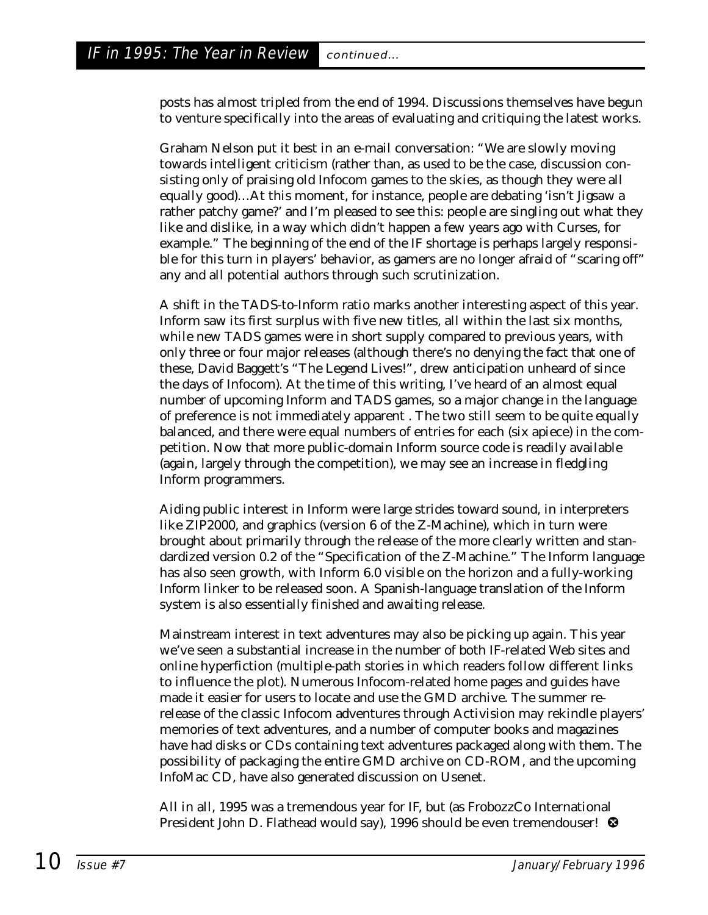posts has almost tripled from the end of 1994. Discussions themselves have begun to venture specifically into the areas of evaluating and critiquing the latest works.

Graham Nelson put it best in an e-mail conversation: "We are slowly moving towards intelligent criticism (rather than, as used to be the case, discussion consisting only of praising old Infocom games to the skies, as though they were all equally good)…At this moment, for instance, people are debating 'isn't Jigsaw a rather patchy game?' and I'm pleased to see this: people are singling out what they like and dislike, in a way which didn't happen a few years ago with Curses, for example." The beginning of the end of the IF shortage is perhaps largely responsible for this turn in players' behavior, as gamers are no longer afraid of "scaring off" any and all potential authors through such scrutinization.

A shift in the TADS-to-Inform ratio marks another interesting aspect of this year. Inform saw its first surplus with five new titles, all within the last six months, while new TADS games were in short supply compared to previous years, with only three or four major releases (although there's no denying the fact that one of these, David Baggett's "The Legend Lives!", drew anticipation unheard of since the days of Infocom). At the time of this writing, I've heard of an almost equal number of upcoming Inform and TADS games, so a major change in the language of preference is not immediately apparent . The two still seem to be quite equally balanced, and there were equal numbers of entries for each (six apiece) in the competition. Now that more public-domain Inform source code is readily available (again, largely through the competition), we may see an increase in fledgling Inform programmers.

Aiding public interest in Inform were large strides toward sound, in interpreters like ZIP2000, and graphics (version 6 of the Z-Machine), which in turn were brought about primarily through the release of the more clearly written and standardized version 0.2 of the "Specification of the Z-Machine." The Inform language has also seen growth, with Inform 6.0 visible on the horizon and a fully-working Inform linker to be released soon. A Spanish-language translation of the Inform system is also essentially finished and awaiting release.

Mainstream interest in text adventures may also be picking up again. This year we've seen a substantial increase in the number of both IF-related Web sites and online hyperfiction (multiple-path stories in which readers follow different links to influence the plot). Numerous Infocom-related home pages and guides have made it easier for users to locate and use the GMD archive. The summer re-release of the classic Infocom adventures through Activision may rekindle players' memories of text adventures, and a number of computer books and magazines have had disks or CDs containing text adventures packaged along with them. The possibility of packaging the entire GMD archive on CD-ROM, and the upcoming InfoMac CD, have also generated discussion on Usenet.

All in all, 1995 was a tremendous year for IF, but (as FrobozzCo International President John D. Flathead would say), 1996 should be even tremendouser!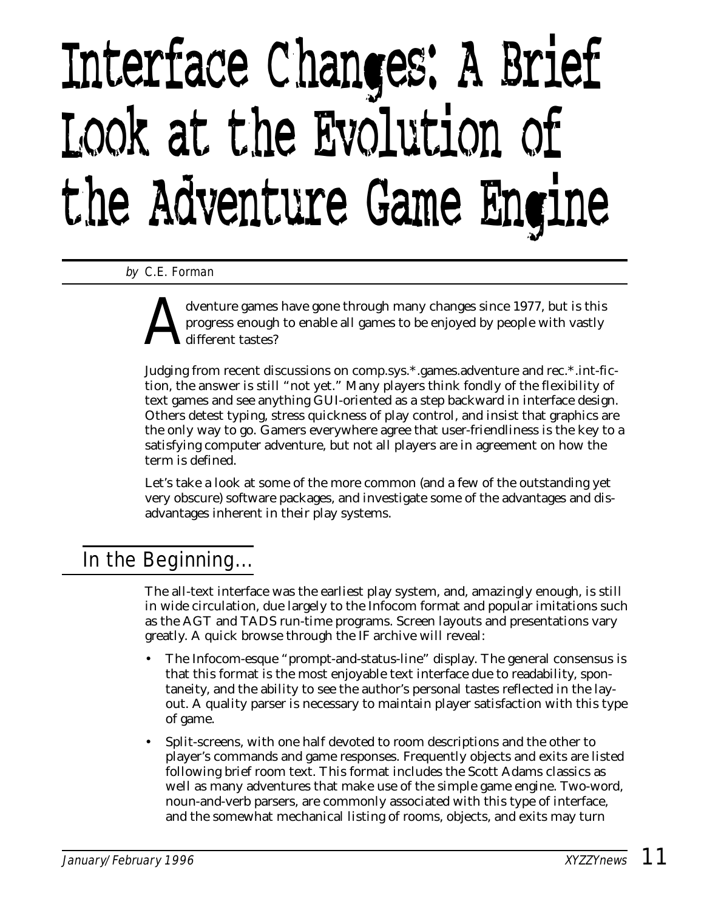# Interface Changes: A Brief Look at the Evolution of the Adventure Game Engine

*by* C.E. Forman

Adventure games have gone through many changes since 1977, but is this progress enough to enable all games to be enjoyed by people with vastly different tastes?

Judging from recent discussions on comp.sys.*.games.adventure and rec.*.int-fiction, the answer is still "not yet." Many players think fondly of the flexibility of text games and see anything GUI-oriented as a step backward in interface design. Others detest typing, stress quickness of play control, and insist that graphics are the only way to go. Gamers everywhere agree that user-friendliness is the key to a satisfying computer adventure, but not all players are in agreement on how the term is defined.

Let's take a look at some of the more common (and a few of the outstanding yet very obscure) software packages, and investigate some of the advantages and disadvantages inherent in their play systems.

## In the Beginning...

The all-text interface was the earliest play system, and, amazingly enough, is still in wide circulation, due largely to the Infocom format and popular imitations such as the AGT and TADS run-time programs. Screen layouts and presentations vary greatly. A quick browse through the IF archive will reveal:

- The Infocom-esque "prompt-and-status-line" display. The general consensus is that this format is the most enjoyable text interface due to readability, spontaneity, and the ability to see the author's personal tastes reflected in the layout. A quality parser is necessary to maintain player satisfaction with this type of game.
- Split-screens, with one half devoted to room descriptions and the other to player's commands and game responses. Frequently objects and exits are listed following brief room text. This format includes the Scott Adams classics as well as many adventures that make use of the simple game engine. Two-word, noun-and-verb parsers, are commonly associated with this type of interface, and the somewhat mechanical listing of rooms, objects, and exits may turn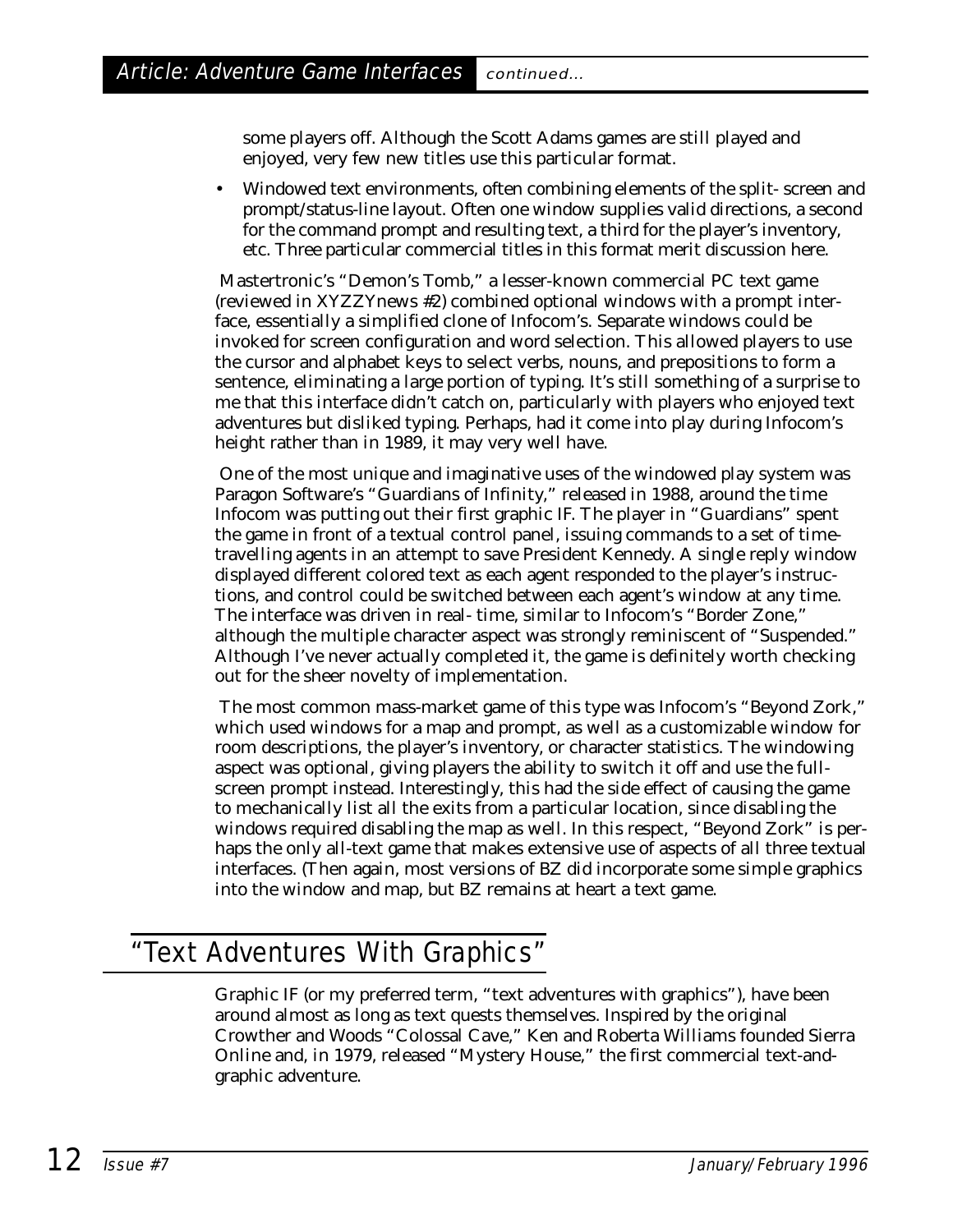some players off. Although the Scott Adams games are still played and enjoyed, very few new titles use this particular format.

- Windowed text environments, often combining elements of the split- screen and prompt/status-line layout. Often one window supplies valid directions, a second for the command prompt and resulting text, a third for the player's inventory, etc. Three particular commercial titles in this format merit discussion here.

Mastertronic's "Demon's Tomb," a lesser-known commercial PC text game (reviewed in XYZZYnews #2) combined optional windows with a prompt interface, essentially a simplified clone of Infocom's. Separate windows could be invoked for screen configuration and word selection. This allowed players to use the cursor and alphabet keys to select verbs, nouns, and prepositions to form a sentence, eliminating a large portion of typing. It's still something of a surprise to me that this interface didn't catch on, particularly with players who enjoyed text adventures but disliked typing. Perhaps, had it come into play during Infocom's height rather than in 1989, it may very well have.

One of the most unique and imaginative uses of the windowed play system was Paragon Software's "Guardians of Infinity," released in 1988, around the time Infocom was putting out their first graphic IF. The player in "Guardians" spent the game in front of a textual control panel, issuing commands to a set of time-travelling agents in an attempt to save President Kennedy. A single reply window displayed different colored text as each agent responded to the player's instructions, and control could be switched between each agent's window at any time. The interface was driven in real- time, similar to Infocom's "Border Zone," although the multiple character aspect was strongly reminiscent of "Suspended." Although I've never actually completed it, the game is definitely worth checking out for the sheer novelty of implementation.

The most common mass-market game of this type was Infocom's "Beyond Zork," which used windows for a map and prompt, as well as a customizable window for room descriptions, the player's inventory, or character statistics. The windowing aspect was optional, giving players the ability to switch it off and use the full-screen prompt instead. Interestingly, this had the side effect of causing the game to mechanically list all the exits from a particular location, since disabling the windows required disabling the map as well. In this respect, "Beyond Zork" is perhaps the only all-text game that makes extensive use of aspects of all three textual interfaces. (Then again, most versions of BZ did incorporate some simple graphics into the window and map, but BZ remains at heart a text game.

## "Text Adventures With Graphics"

Graphic IF (or my preferred term, "text adventures with graphics"), have been around almost as long as text quests themselves. Inspired by the original Crowther and Woods "Colossal Cave," Ken and Roberta Williams founded Sierra Online and, in 1979, released "Mystery House," the first commercial text-and-graphic adventure.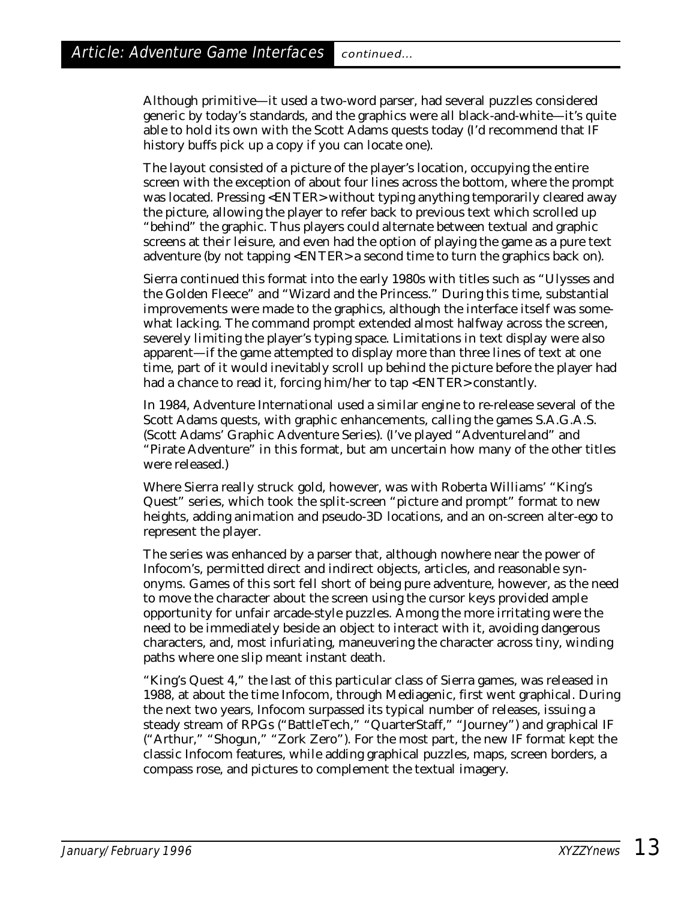Although primitive—it used a two-word parser, had several puzzles considered generic by today's standards, and the graphics were all black-and-white—it's quite able to hold its own with the Scott Adams quests today (I'd recommend that IF history buffs pick up a copy if you can locate one).

The layout consisted of a picture of the player's location, occupying the entire screen with the exception of about four lines across the bottom, where the prompt was located. Pressing <ENTER> without typing anything temporarily cleared away the picture, allowing the player to refer back to previous text which scrolled up "behind" the graphic. Thus players could alternate between textual and graphic screens at their leisure, and even had the option of playing the game as a pure text adventure (by not tapping <ENTER> a second time to turn the graphics back on).

Sierra continued this format into the early 1980s with titles such as "Ulysses and the Golden Fleece" and "Wizard and the Princess." During this time, substantial improvements were made to the graphics, although the interface itself was somewhat lacking. The command prompt extended almost halfway across the screen, severely limiting the player's typing space. Limitations in text display were also apparent—if the game attempted to display more than three lines of text at one time, part of it would inevitably scroll up behind the picture before the player had had a chance to read it, forcing him/her to tap <ENTER> constantly.

In 1984, Adventure International used a similar engine to re-release several of the Scott Adams quests, with graphic enhancements, calling the games S.A.G.A.S. (Scott Adams' Graphic Adventure Series). (I've played "Adventureland" and "Pirate Adventure" in this format, but am uncertain how many of the other titles were released.)

Where Sierra really struck gold, however, was with Roberta Williams' "King's Quest" series, which took the split-screen "picture and prompt" format to new heights, adding animation and pseudo-3D locations, and an on-screen alter-ego to represent the player.

The series was enhanced by a parser that, although nowhere near the power of Infocom's, permitted direct and indirect objects, articles, and reasonable synonyms. Games of this sort fell short of being pure adventure, however, as the need to move the character about the screen using the cursor keys provided ample opportunity for unfair arcade-style puzzles. Among the more irritating were the need to be immediately beside an object to interact with it, avoiding dangerous characters, and, most infuriating, maneuvering the character across tiny, winding paths where one slip meant instant death.

"King's Quest 4," the last of this particular class of Sierra games, was released in 1988, at about the time Infocom, through Mediagenic, first went graphical. During the next two years, Infocom surpassed its typical number of releases, issuing a steady stream of RPGs ("BattleTech," "QuarterStaff," "Journey") and graphical IF ("Arthur," "Shogun," "Zork Zero"). For the most part, the new IF format kept the classic Infocom features, while adding graphical puzzles, maps, screen borders, a compass rose, and pictures to complement the textual imagery.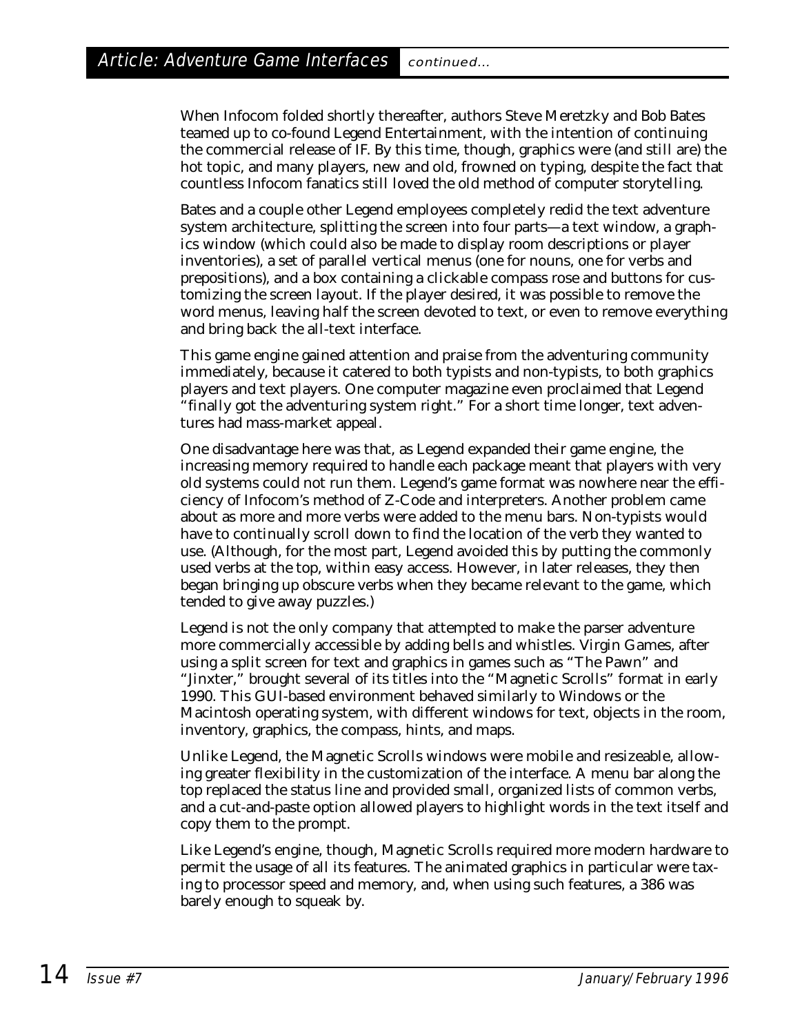When Infocom folded shortly thereafter, authors Steve Meretzky and Bob Bates teamed up to co-found Legend Entertainment, with the intention of continuing the commercial release of IF. By this time, though, graphics were (and still are) the hot topic, and many players, new and old, frowned on typing, despite the fact that countless Infocom fanatics still loved the old method of computer storytelling.

Bates and a couple other Legend employees completely redid the text adventure system architecture, splitting the screen into four parts—a text window, a graphics window (which could also be made to display room descriptions or player inventories), a set of parallel vertical menus (one for nouns, one for verbs and prepositions), and a box containing a clickable compass rose and buttons for customizing the screen layout. If the player desired, it was possible to remove the word menus, leaving half the screen devoted to text, or even to remove everything and bring back the all-text interface.

This game engine gained attention and praise from the adventuring community immediately, because it catered to both typists and non-typists, to both graphics players and text players. One computer magazine even proclaimed that Legend "finally got the adventuring system right." For a short time longer, text adventures had mass-market appeal.

One disadvantage here was that, as Legend expanded their game engine, the increasing memory required to handle each package meant that players with very old systems could not run them. Legend's game format was nowhere near the efficiency of Infocom's method of Z-Code and interpreters. Another problem came about as more and more verbs were added to the menu bars. Non-typists would have to continually scroll down to find the location of the verb they wanted to use. (Although, for the most part, Legend avoided this by putting the commonly used verbs at the top, within easy access. However, in later releases, they then began bringing up obscure verbs when they became relevant to the game, which tended to give away puzzles.)

Legend is not the only company that attempted to make the parser adventure more commercially accessible by adding bells and whistles. Virgin Games, after using a split screen for text and graphics in games such as "The Pawn" and "Jinxter," brought several of its titles into the "Magnetic Scrolls" format in early 1990. This GUI-based environment behaved similarly to Windows or the Macintosh operating system, with different windows for text, objects in the room, inventory, graphics, the compass, hints, and maps.

Unlike Legend, the Magnetic Scrolls windows were mobile and resizeable, allowing greater flexibility in the customization of the interface. A menu bar along the top replaced the status line and provided small, organized lists of common verbs, and a cut-and-paste option allowed players to highlight words in the text itself and copy them to the prompt.

Like Legend's engine, though, Magnetic Scrolls required more modern hardware to permit the usage of all its features. The animated graphics in particular were taxing to processor speed and memory, and, when using such features, a 386 was barely enough to squeak by.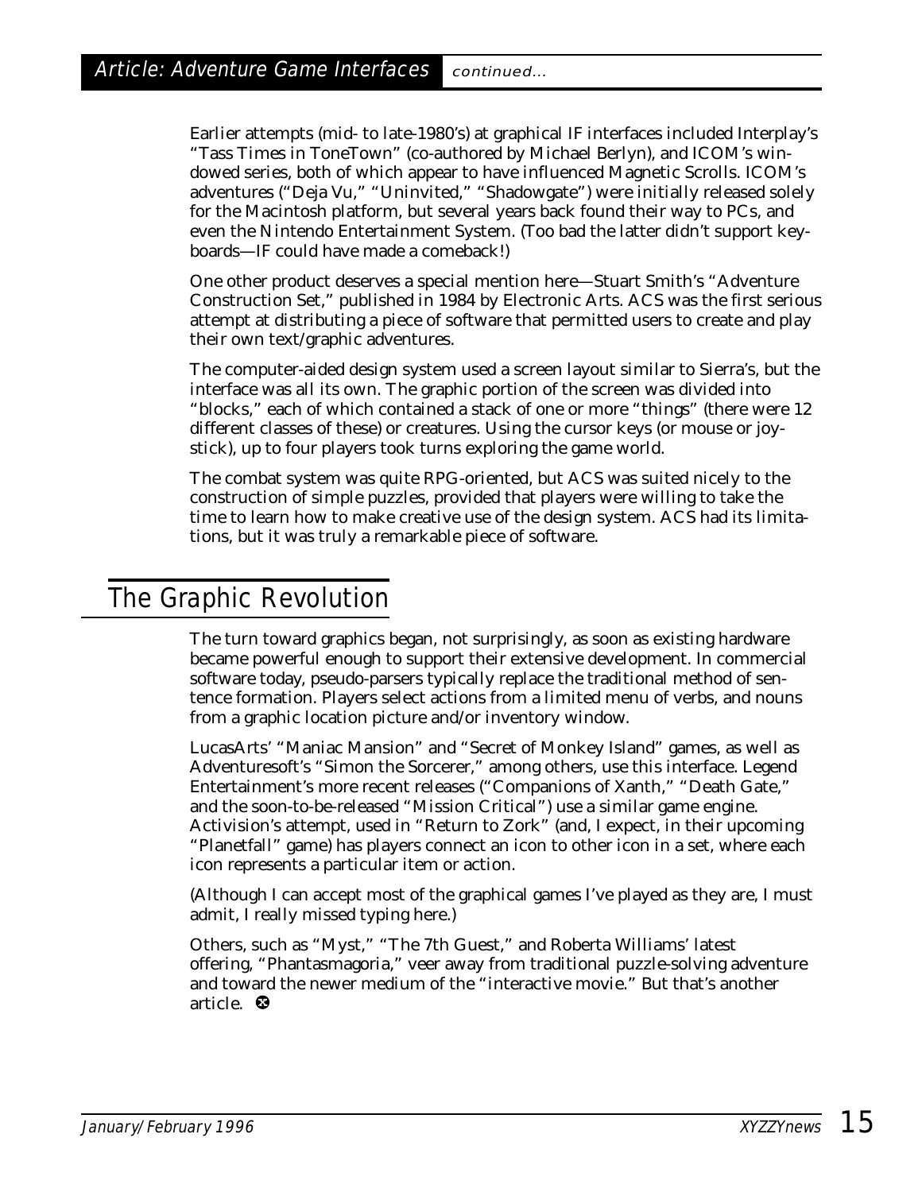Earlier attempts (mid- to late-1980's) at graphical IF interfaces included Interplay's "Tass Times in ToneTown" (co-authored by Michael Berlyn), and ICOM's windowed series, both of which appear to have influenced Magnetic Scrolls. ICOM's adventures ("Deja Vu," "Uninvited," "Shadowgate") were initially released solely for the Macintosh platform, but several years back found their way to PCs, and even the Nintendo Entertainment System. (Too bad the latter didn't support keyboards—IF could have made a comeback!)

One other product deserves a special mention here—Stuart Smith's "Adventure Construction Set," published in 1984 by Electronic Arts. ACS was the first serious attempt at distributing a piece of software that permitted users to create and play their own text/graphic adventures.

The computer-aided design system used a screen layout similar to Sierra's, but the interface was all its own. The graphic portion of the screen was divided into "blocks," each of which contained a stack of one or more "things" (there were 12 different classes of these) or creatures. Using the cursor keys (or mouse or joystick), up to four players took turns exploring the game world.

The combat system was quite RPG-oriented, but ACS was suited nicely to the construction of simple puzzles, provided that players were willing to take the time to learn how to make creative use of the design system. ACS had its limitations, but it was truly a remarkable piece of software.

## The Graphic Revolution

The turn toward graphics began, not surprisingly, as soon as existing hardware became powerful enough to support their extensive development. In commercial software today, pseudo-parsers typically replace the traditional method of sentence formation. Players select actions from a limited menu of verbs, and nouns from a graphic location picture and/or inventory window.

LucasArts' "Maniac Mansion" and "Secret of Monkey Island" games, as well as Adventuresoft's "Simon the Sorcerer," among others, use this interface. Legend Entertainment's more recent releases ("Companions of Xanth," "Death Gate," and the soon-to-be-released "Mission Critical") use a similar game engine. Activision's attempt, used in "Return to Zork" (and, I expect, in their upcoming "Planetfall" game) has players connect an icon to other icon in a set, where each icon represents a particular item or action.

(Although I can accept most of the graphical games I've played as they are, I must admit, I really missed typing here.)

Others, such as "Myst," "The 7th Guest," and Roberta Williams' latest offering, "Phantasmagoria," veer away from traditional puzzle-solving adventure and toward the newer medium of the "interactive movie." But that's another article.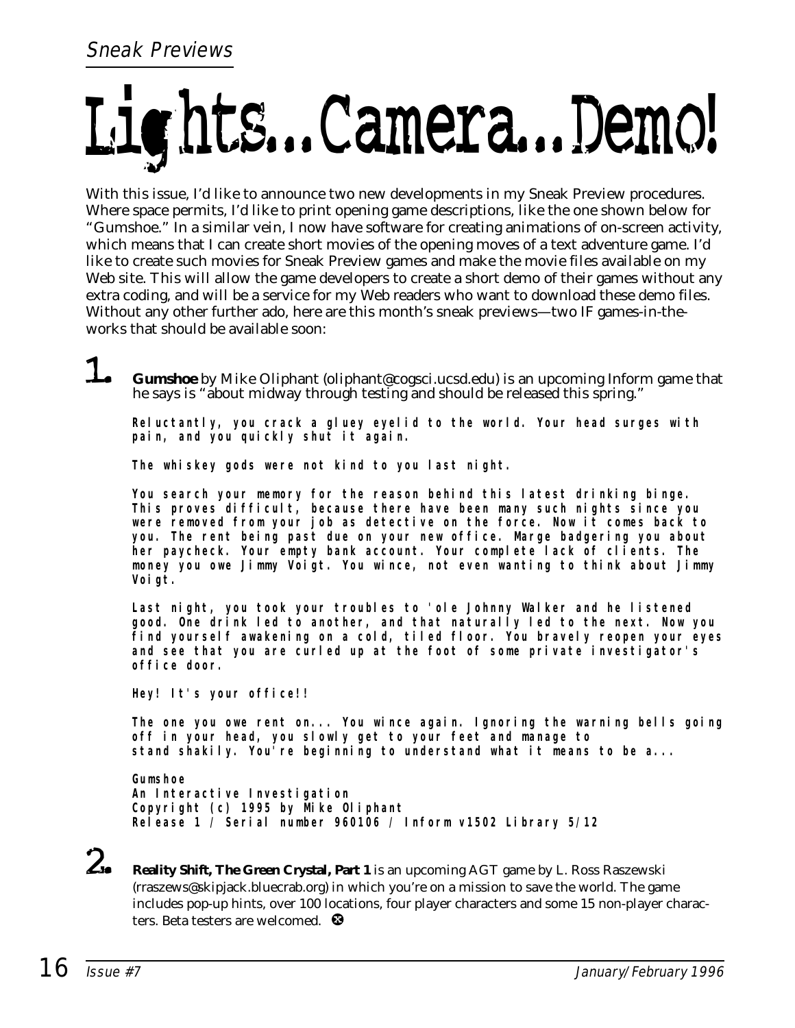*Sneak Previews*

# Lights...Camera...Demo!

With this issue, I'd like to announce two new developments in my Sneak Preview procedures. Where space permits, I'd like to print opening game descriptions, like the one shown below for "Gumshoe." In a similar vein, I now have software for creating animations of on-screen activity, which means that I can create short movies of the opening moves of a text adventure game. I'd like to create such movies for Sneak Preview games and make the movie files available on my Web site. This will allow the game developers to create a short demo of their games without any extra coding, and will be a service for my Web readers who want to download these demo files. Without any other further ado, here are this month's sneak previews—two IF games-in-the-works that should be available soon:

**1.** **Gumshoe** by Mike Oliphant (oliphant@cogsci.ucsd.edu) is an upcoming Inform game that he says is "about midway through testing and should be released this spring."

```
Reluctantly, you crack a gluey eyelid to the world. Your head surges with
pain, and you quickly shut it again.

The whiskey gods were not kind to you last night.

You search your memory for the reason behind this latest drinking binge.
This proves difficult, because there have been many such nights since you
were removed from your job as detective on the force. Now it comes back to
you. The rent being past due on your new office. Marge badgering you about
her paycheck. Your empty bank account. Your complete lack of clients. The
money you owe Jimmy Voigt. You wince, not even wanting to think about Jimmy
Voigt.

Last night, you took your troubles to 'ole Johnny Walker and he listened
good. One drink led to another, and that naturally led to the next. Now you
find yourself awakening on a cold, tiled floor. You bravely reopen your eyes
and see that you are curled up at the foot of some private investigator's
office door.

Hey! It's your office!!

The one you owe rent on... You wince again. Ignoring the warning bells going
off in your head, you slowly get to your feet and manage to
stand shakily. You're beginning to understand what it means to be a...

Gumshoe
An Interactive Investigation
Copyright (c) 1995 by Mike Oliphant
Release 1 / Serial number 960106 / Inform v1502 Library 5/12
```

**2.** **Reality Shift, The Green Crystal, Part 1** is an upcoming AGT game by L. Ross Raszewski (rraszews@skipjack.bluecrab.org) in which you're on a mission to save the world. The game includes pop-up hints, over 100 locations, four player characters and some 15 non-player characters. Beta testers are welcomed.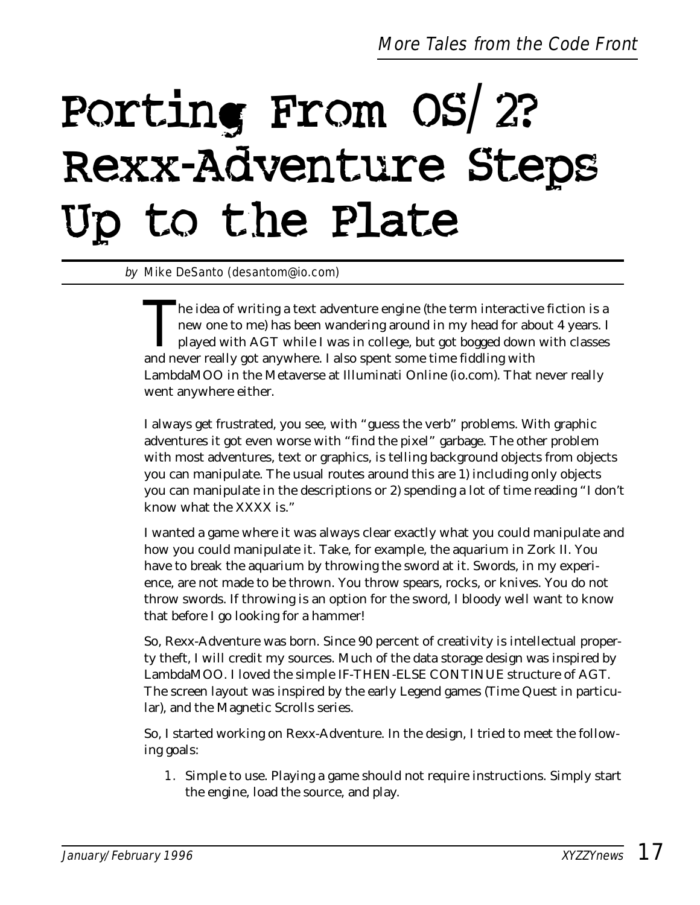*More Tales from the Code Front*

# Porting From OS/2? Rexx-Adventure Steps Up to the Plate

*by* Mike DeSanto (desantom@io.com)

The idea of writing a text adventure engine (the term interactive fiction is a new one to me) has been wandering around in my head for about 4 years. I played with AGT while I was in college, but got bogged down with classes and never really got anywhere. I also spent some time fiddling with LambdaMOO in the Metaverse at Illuminati Online (io.com). That never really went anywhere either.

I always get frustrated, you see, with "guess the verb" problems. With graphic adventures it got even worse with "find the pixel" garbage. The other problem with most adventures, text or graphics, is telling background objects from objects you can manipulate. The usual routes around this are 1) including only objects you can manipulate in the descriptions or 2) spending a lot of time reading "I don't know what the XXXX is."

I wanted a game where it was always clear exactly what you could manipulate and how you could manipulate it. Take, for example, the aquarium in Zork II. You have to break the aquarium by throwing the sword at it. Swords, in my experience, are not made to be thrown. You throw spears, rocks, or knives. You do not throw swords. If throwing is an option for the sword, I bloody well want to know that before I go looking for a hammer!

So, Rexx-Adventure was born. Since 90 percent of creativity is intellectual property theft, I will credit my sources. Much of the data storage design was inspired by LambdaMOO. I loved the simple IF-THEN-ELSE CONTINUE structure of AGT. The screen layout was inspired by the early Legend games (Time Quest in particular), and the Magnetic Scrolls series.

So, I started working on Rexx-Adventure. In the design, I tried to meet the following goals:

1. Simple to use. Playing a game should not require instructions. Simply start the engine, load the source, and play.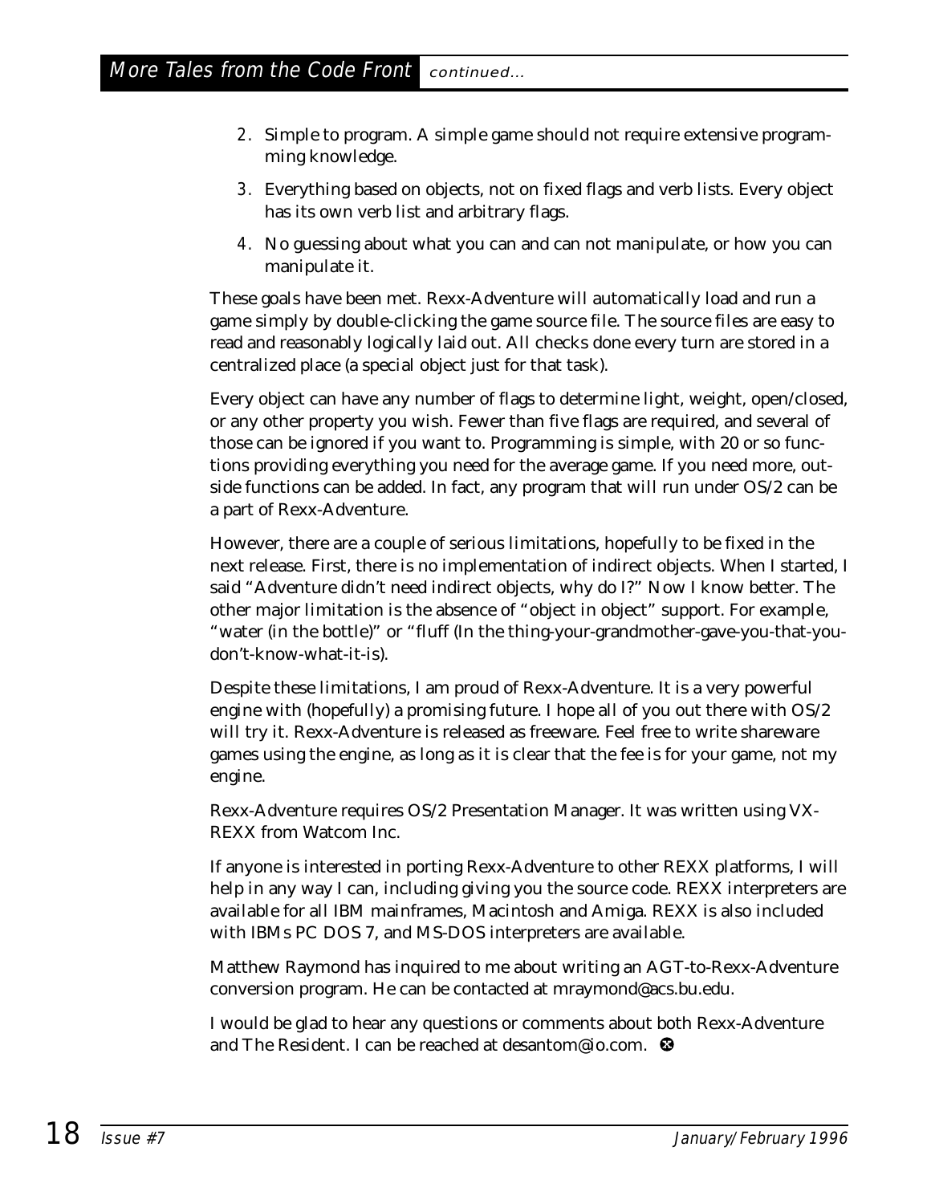2. Simple to program. A simple game should not require extensive programming knowledge.
3. Everything based on objects, not on fixed flags and verb lists. Every object has its own verb list and arbitrary flags.
4. No guessing about what you can and can not manipulate, or how you can manipulate it.

These goals have been met. Rexx-Adventure will automatically load and run a game simply by double-clicking the game source file. The source files are easy to read and reasonably logically laid out. All checks done every turn are stored in a centralized place (a special object just for that task).

Every object can have any number of flags to determine light, weight, open/closed, or any other property you wish. Fewer than five flags are required, and several of those can be ignored if you want to. Programming is simple, with 20 or so functions providing everything you need for the average game. If you need more, outside functions can be added. In fact, any program that will run under OS/2 can be a part of Rexx-Adventure.

However, there are a couple of serious limitations, hopefully to be fixed in the next release. First, there is no implementation of indirect objects. When I started, I said "Adventure didn't need indirect objects, why do I?" Now I know better. The other major limitation is the absence of "object in object" support. For example, "water (in the bottle)" or "fluff (In the thing-your-grandmother-gave-you-that-you-don't-know-what-it-is).

Despite these limitations, I am proud of Rexx-Adventure. It is a very powerful engine with (hopefully) a promising future. I hope all of you out there with OS/2 will try it. Rexx-Adventure is released as freeware. Feel free to write shareware games using the engine, as long as it is clear that the fee is for your game, not my engine.

Rexx-Adventure requires OS/2 Presentation Manager. It was written using VX-REXX from Watcom Inc.

If anyone is interested in porting Rexx-Adventure to other REXX platforms, I will help in any way I can, including giving you the source code. REXX interpreters are available for all IBM mainframes, Macintosh and Amiga. REXX is also included with IBMs PC DOS 7, and MS-DOS interpreters are available.

Matthew Raymond has inquired to me about writing an AGT-to-Rexx-Adventure conversion program. He can be contacted at mraymond@acs.bu.edu.

I would be glad to hear any questions or comments about both Rexx-Adventure and The Resident. I can be reached at desantom@io.com.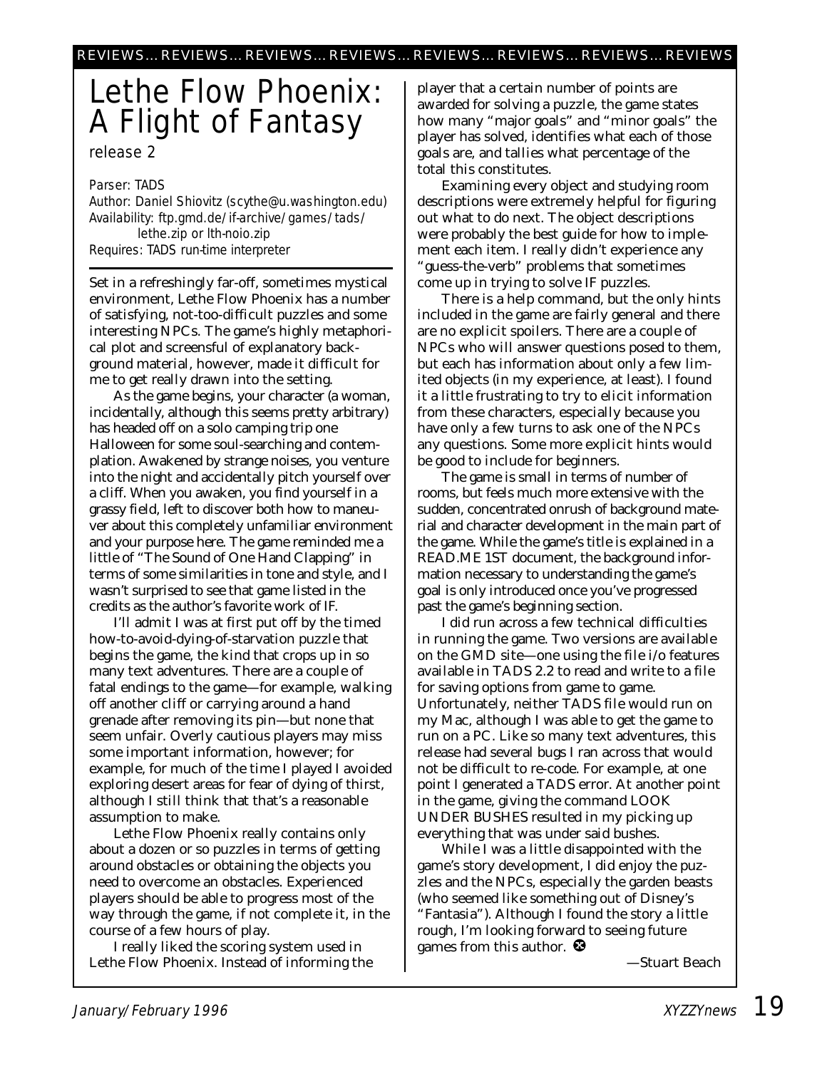# Lethe Flow Phoenix: A Flight of Fantasy

*release 2*

*Parser: TADS*
*Author: Daniel Shiovitz (scythe@u.washington.edu)*
*Availability: ftp.gmd.de/if-archive/games/tads/ lethe.zip or lth-noio.zip*
*Requires: TADS run-time interpreter*

Set in a refreshingly far-off, sometimes mystical environment, Lethe Flow Phoenix has a number of satisfying, not-too-difficult puzzles and some interesting NPCs. The game's highly metaphorical plot and screensful of explanatory background material, however, made it difficult for me to get really drawn into the setting.

As the game begins, your character (a woman, incidentally, although this seems pretty arbitrary) has headed off on a solo camping trip one Halloween for some soul-searching and contemplation. Awakened by strange noises, you venture into the night and accidentally pitch yourself over a cliff. When you awaken, you find yourself in a grassy field, left to discover both how to maneuver about this completely unfamiliar environment and your purpose here. The game reminded me a little of "The Sound of One Hand Clapping" in terms of some similarities in tone and style, and I wasn't surprised to see that game listed in the credits as the author's favorite work of IF.

I'll admit I was at first put off by the timed how-to-avoid-dying-of-starvation puzzle that begins the game, the kind that crops up in so many text adventures. There are a couple of fatal endings to the game—for example, walking off another cliff or carrying around a hand grenade after removing its pin—but none that seem unfair. Overly cautious players may miss some important information, however; for example, for much of the time I played I avoided exploring desert areas for fear of dying of thirst, although I still think that that's a reasonable assumption to make.

Lethe Flow Phoenix really contains only about a dozen or so puzzles in terms of getting around obstacles or obtaining the objects you need to overcome an obstacles. Experienced players should be able to progress most of the way through the game, if not complete it, in the course of a few hours of play.

I really liked the scoring system used in Lethe Flow Phoenix. Instead of informing the player that a certain number of points are awarded for solving a puzzle, the game states how many "major goals" and "minor goals" the player has solved, identifies what each of those goals are, and tallies what percentage of the total this constitutes.

Examining every object and studying room descriptions were extremely helpful for figuring out what to do next. The object descriptions were probably the best guide for how to implement each item. I really didn't experience any "guess-the-verb" problems that sometimes come up in trying to solve IF puzzles.

There is a help command, but the only hints included in the game are fairly general and there are no explicit spoilers. There are a couple of NPCs who will answer questions posed to them, but each has information about only a few limited objects (in my experience, at least). I found it a little frustrating to try to elicit information from these characters, especially because you have only a few turns to ask one of the NPCs any questions. Some more explicit hints would be good to include for beginners.

The game is small in terms of number of rooms, but feels much more extensive with the sudden, concentrated onrush of background material and character development in the main part of the game. While the game's title is explained in a READ.ME 1ST document, the background information necessary to understanding the game's goal is only introduced once you've progressed past the game's beginning section.

I did run across a few technical difficulties in running the game. Two versions are available on the GMD site—one using the file i/o features available in TADS 2.2 to read and write to a file for saving options from game to game. Unfortunately, neither TADS file would run on my Mac, although I was able to get the game to run on a PC. Like so many text adventures, this release had several bugs I ran across that would not be difficult to re-code. For example, at one point I generated a TADS error. At another point in the game, giving the command LOOK UNDER BUSHES resulted in my picking up everything that was under said bushes.

While I was a little disappointed with the game's story development, I did enjoy the puzzles and the NPCs, especially the garden beasts (who seemed like something out of Disney's "Fantasia"). Although I found the story a little rough, I'm looking forward to seeing future games from this author.

—Stuart Beach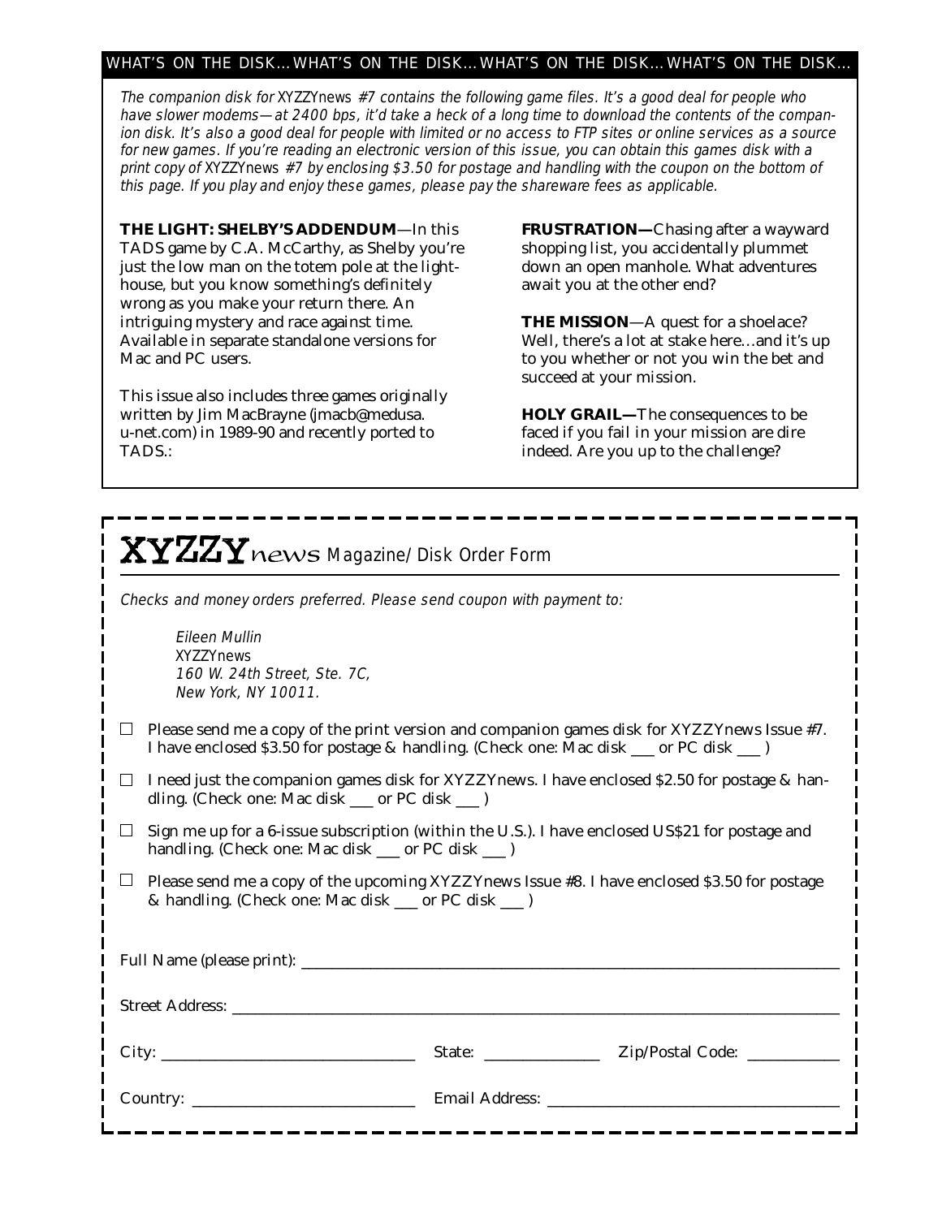## WHAT'S ON THE DISK… WHAT'S ON THE DISK… WHAT'S ON THE DISK… WHAT'S ON THE DISK…

*The companion disk for XYZZYnews #7 contains the following game files. It's a good deal for people who have slower modems—at 2400 bps, it'd take a heck of a long time to download the contents of the companion disk. It's also a good deal for people with limited or no access to FTP sites or online services as a source for new games. If you're reading an electronic version of this issue, you can obtain this games disk with a print copy of XYZZYnews #7 by enclosing $3.50 for postage and handling with the coupon on the bottom of this page. If you play and enjoy these games, please pay the shareware fees as applicable.*

**THE LIGHT: SHELBY'S ADDENDUM**—In this TADS game by C.A. McCarthy, as Shelby you're just the low man on the totem pole at the lighthouse, but you know something's definitely wrong as you make your return there. An intriguing mystery and race against time. Available in separate standalone versions for Mac and PC users.

This issue also includes three games originally written by Jim MacBrayne (jmacb@medusa.u-net.com) in 1989-90 and recently ported to TADS.:

**FRUSTRATION—**Chasing after a wayward shopping list, you accidentally plummet down an open manhole. What adventures await you at the other end?

**THE MISSION**—A quest for a shoelace? Well, there's a lot at stake here…and it's up to you whether or not you win the bet and succeed at your mission.

**HOLY GRAIL—**The consequences to be faced if you fail in your mission are dire indeed. Are you up to the challenge?

## XYZZY*news* Magazine/Disk Order Form

*Checks and money orders preferred. Please send coupon with payment to:*

*Eileen Mullin*
*XYZZYnews*
*160 W. 24th Street, Ste. 7C,*
*New York, NY 10011.*

☐ Please send me a copy of the print version and companion games disk for XYZZYnews Issue #7. I have enclosed $3.50 for postage & handling. (Check one: Mac disk ___ or PC disk ___ )

☐ I need just the companion games disk for XYZZYnews. I have enclosed $2.50 for postage & handling. (Check one: Mac disk ___ or PC disk ___ )

☐ Sign me up for a 6-issue subscription (within the U.S.). I have enclosed US$21 for postage and handling. (Check one: Mac disk ___ or PC disk ___ )

☐ Please send me a copy of the upcoming XYZZYnews Issue #8. I have enclosed $3.50 for postage & handling. (Check one: Mac disk ___ or PC disk ___ )

Full Name (please print): ______________________________

Street Address: ______________________________

City: ____________________ State: __________ Zip/Postal Code: __________

Country: ____________________ Email Address: ______________________________